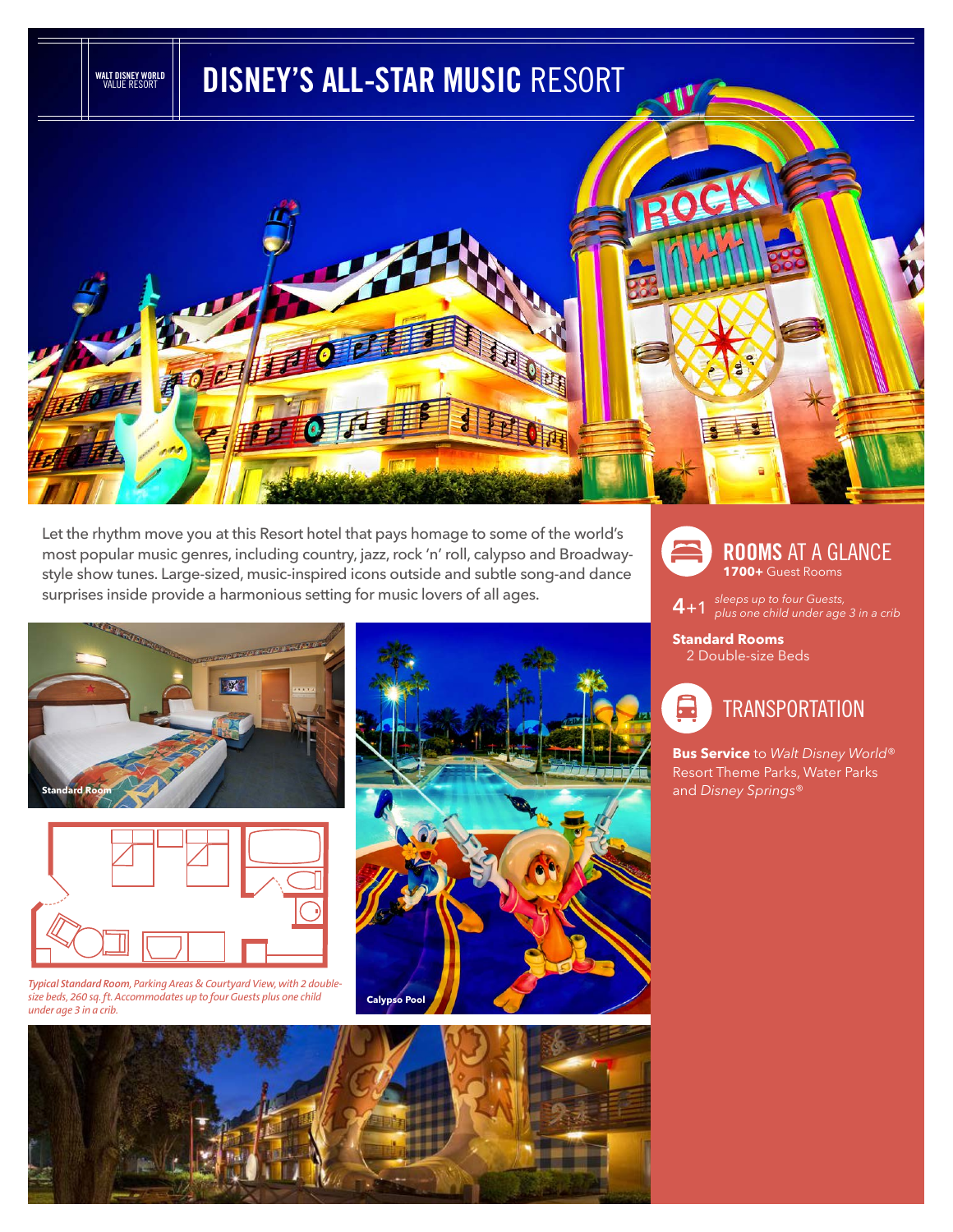WALT DISNEY WORLD
VALUE RESORT

# DISNEY'S ALL-STAR MUSIC RESORT

Let the rhythm move you at this Resort hotel that pays homage to some of the world's most popular music genres, including country, jazz, rock 'n' roll, calypso and Broadway-style show tunes. Large-sized, music-inspired icons outside and subtle song-and dance surprises inside provide a harmonious setting for music lovers of all ages.

Standard Room

*Typical Standard Room, Parking Areas & Courtyard View, with 2 double-size beds, 260 sq. ft. Accommodates up to four Guests plus one child under age 3 in a crib.*

Calypso Pool

## ROOMS AT A GLANCE

**1700+** Guest Rooms

4+1 *sleeps up to four Guests, plus one child under age 3 in a crib*

**Standard Rooms**
2 Double-size Beds

## TRANSPORTATION

**Bus Service** to *Walt Disney World*® Resort Theme Parks, Water Parks and *Disney Springs*®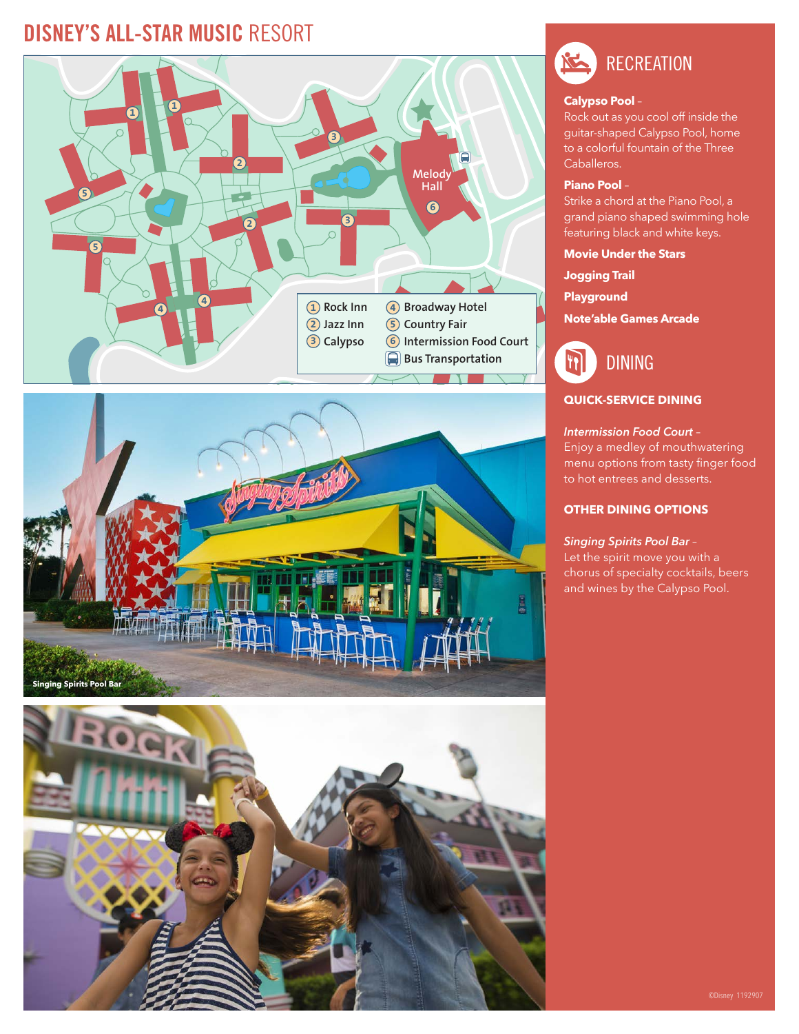# DISNEY'S ALL-STAR MUSIC RESORT

Melody Hall

1 Rock Inn
2 Jazz Inn
3 Calypso
4 Broadway Hotel
5 Country Fair
6 Intermission Food Court
Bus Transportation

Singing Spirits Pool Bar

## RECREATION

**Calypso Pool** –
Rock out as you cool off inside the guitar-shaped Calypso Pool, home to a colorful fountain of the Three Caballeros.

**Piano Pool** –
Strike a chord at the Piano Pool, a grand piano shaped swimming hole featuring black and white keys.

**Movie Under the Stars**

**Jogging Trail**

**Playground**

**Note'able Games Arcade**

## DINING

### QUICK-SERVICE DINING

*Intermission Food Court* –
Enjoy a medley of mouthwatering menu options from tasty finger food to hot entrees and desserts.

### OTHER DINING OPTIONS

*Singing Spirits Pool Bar* –
Let the spirit move you with a chorus of specialty cocktails, beers and wines by the Calypso Pool.

©Disney 1192907